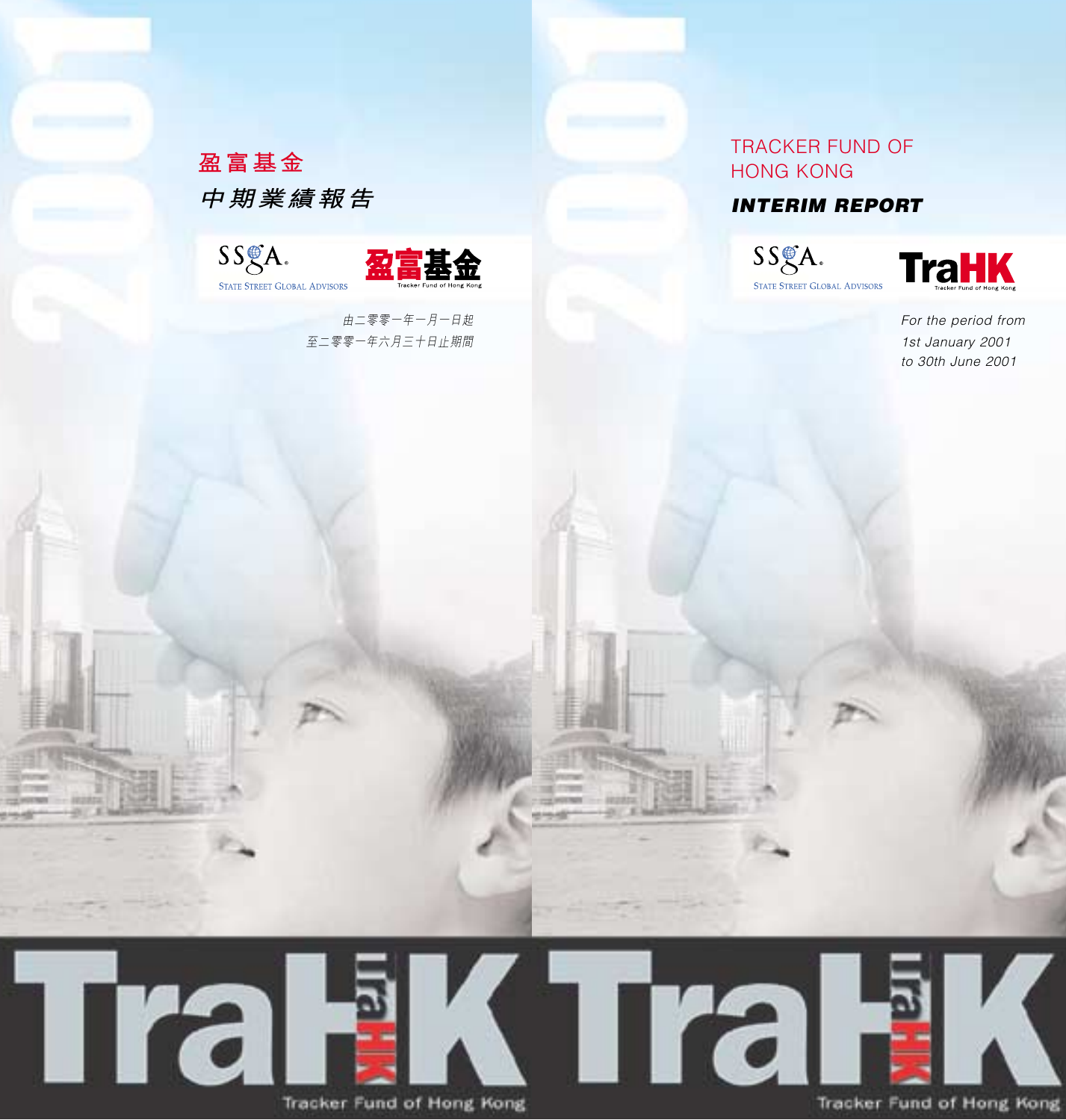# 盈富基金

## *中期業績報告*

SSgA STATE STREET GLOBAL ADVISORS

盈富基金 Tracker Fund of Hong Kong

*由二零零一年一月一日起*
*至二零零一年六月三十日止期間*

# TRACKER FUND OF HONG KONG

## *INTERIM REPORT*

SSgA STATE STREET GLOBAL ADVISORS

TraHK Tracker Fund of Hong Kong

*For the period from*
*1st January 2001*
*to 30th June 2001*

2001

TraHK Tracker Fund of Hong Kong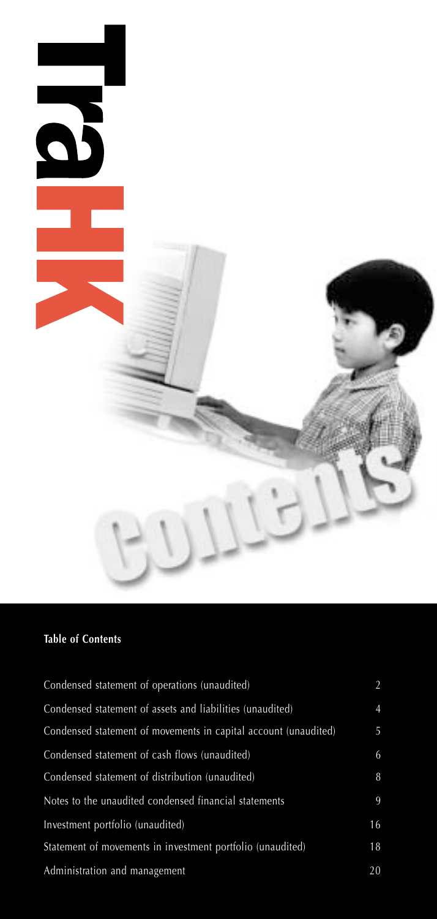## Table of Contents

| | |
|---|---|
| Condensed statement of operations (unaudited) | 2 |
| Condensed statement of assets and liabilities (unaudited) | 4 |
| Condensed statement of movements in capital account (unaudited) | 5 |
| Condensed statement of cash flows (unaudited) | 6 |
| Condensed statement of distribution (unaudited) | 8 |
| Notes to the unaudited condensed financial statements | 9 |
| Investment portfolio (unaudited) | 16 |
| Statement of movements in investment portfolio (unaudited) | 18 |
| Administration and management | 20 |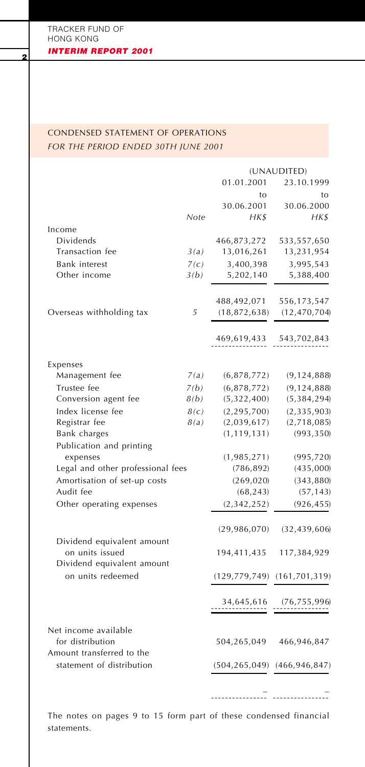## CONDENSED STATEMENT OF OPERATIONS

*FOR THE PERIOD ENDED 30TH JUNE 2001*

| | Note | (UNAUDITED) 01.01.2001 to 30.06.2001 HK$ | 23.10.1999 to 30.06.2000 HK$ |
|---|---|---|---|
| Income | | | |
| Dividends | | 466,873,272 | 533,557,650 |
| Transaction fee | 3(a) | 13,016,261 | 13,231,954 |
| Bank interest | 7(c) | 3,400,398 | 3,995,543 |
| Other income | 3(b) | 5,202,140 | 5,388,400 |
| | | 488,492,071 | 556,173,547 |
| Overseas withholding tax | 5 | (18,872,638) | (12,470,704) |
| | | 469,619,433 | 543,702,843 |
| Expenses | | | |
| Management fee | 7(a) | (6,878,772) | (9,124,888) |
| Trustee fee | 7(b) | (6,878,772) | (9,124,888) |
| Conversion agent fee | 8(b) | (5,322,400) | (5,384,294) |
| Index license fee | 8(c) | (2,295,700) | (2,335,903) |
| Registrar fee | 8(a) | (2,039,617) | (2,718,085) |
| Bank charges | | (1,119,131) | (993,350) |
| Publication and printing expenses | | (1,985,271) | (995,720) |
| Legal and other professional fees | | (786,892) | (435,000) |
| Amortisation of set-up costs | | (269,020) | (343,880) |
| Audit fee | | (68,243) | (57,143) |
| Other operating expenses | | (2,342,252) | (926,455) |
| | | (29,986,070) | (32,439,606) |
| Dividend equivalent amount on units issued | | 194,411,435 | 117,384,929 |
| Dividend equivalent amount on units redeemed | | (129,779,749) | (161,701,319) |
| | | 34,645,616 | (76,755,996) |
| Net income available for distribution | | 504,265,049 | 466,946,847 |
| Amount transferred to the statement of distribution | | (504,265,049) | (466,946,847) |
| | | – | – |

The notes on pages 9 to 15 form part of these condensed financial statements.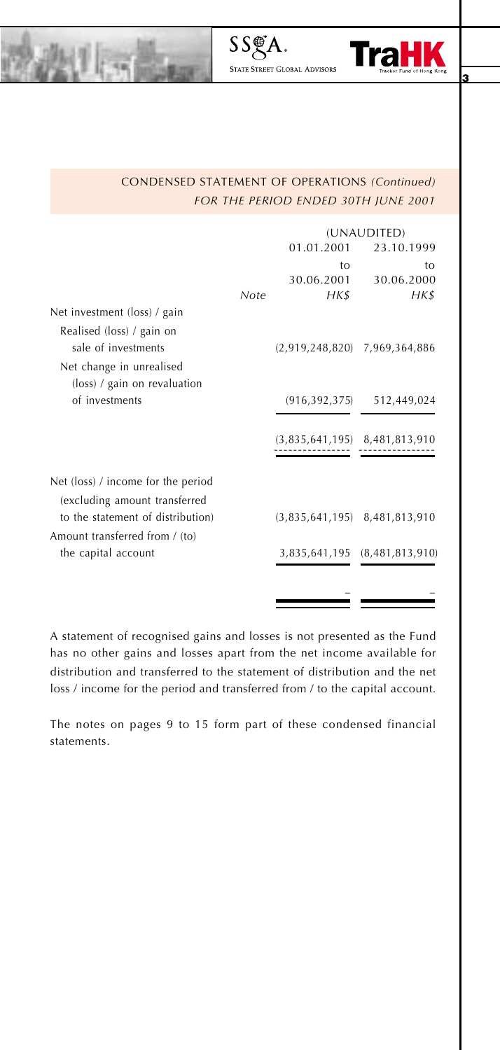## CONDENSED STATEMENT OF OPERATIONS *(Continued)*

*FOR THE PERIOD ENDED 30TH JUNE 2001*

| | Note | (UNAUDITED) 01.01.2001 to 30.06.2001 *HK$* | 23.10.1999 to 30.06.2000 *HK$* |
|---|---|---|---|
| Net investment (loss) / gain | | | |
| Realised (loss) / gain on sale of investments | | (2,919,248,820) | 7,969,364,886 |
| Net change in unrealised (loss) / gain on revaluation of investments | | (916,392,375) | 512,449,024 |
| | | (3,835,641,195) | 8,481,813,910 |
| Net (loss) / income for the period (excluding amount transferred to the statement of distribution) | | (3,835,641,195) | 8,481,813,910 |
| Amount transferred from / (to) the capital account | | 3,835,641,195 | (8,481,813,910) |
| | | – | – |

A statement of recognised gains and losses is not presented as the Fund has no other gains and losses apart from the net income available for distribution and transferred to the statement of distribution and the net loss / income for the period and transferred from / to the capital account.

The notes on pages 9 to 15 form part of these condensed financial statements.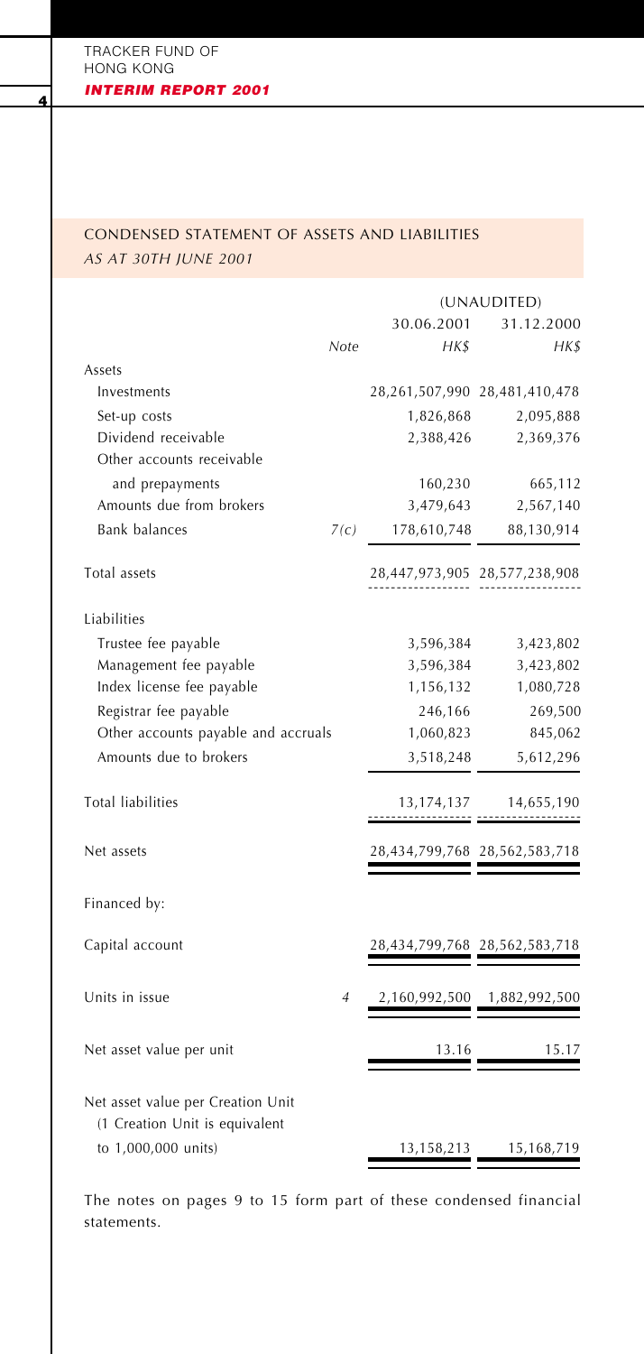## CONDENSED STATEMENT OF ASSETS AND LIABILITIES

*AS AT 30TH JUNE 2001*

| | Note | (UNAUDITED) 30.06.2001 HK$ | 31.12.2000 HK$ |
|---|---|---|---|
| **Assets** | | | |
| Investments | | 28,261,507,990 | 28,481,410,478 |
| Set-up costs | | 1,826,868 | 2,095,888 |
| Dividend receivable | | 2,388,426 | 2,369,376 |
| Other accounts receivable and prepayments | | 160,230 | 665,112 |
| Amounts due from brokers | | 3,479,643 | 2,567,140 |
| Bank balances | 7(c) | 178,610,748 | 88,130,914 |
| Total assets | | 28,447,973,905 | 28,577,238,908 |
| **Liabilities** | | | |
| Trustee fee payable | | 3,596,384 | 3,423,802 |
| Management fee payable | | 3,596,384 | 3,423,802 |
| Index license fee payable | | 1,156,132 | 1,080,728 |
| Registrar fee payable | | 246,166 | 269,500 |
| Other accounts payable and accruals | | 1,060,823 | 845,062 |
| Amounts due to brokers | | 3,518,248 | 5,612,296 |
| Total liabilities | | 13,174,137 | 14,655,190 |
| Net assets | | 28,434,799,768 | 28,562,583,718 |
| Financed by: | | | |
| Capital account | | 28,434,799,768 | 28,562,583,718 |
| Units in issue | 4 | 2,160,992,500 | 1,882,992,500 |
| Net asset value per unit | | 13.16 | 15.17 |
| Net asset value per Creation Unit (1 Creation Unit is equivalent to 1,000,000 units) | | 13,158,213 | 15,168,719 |

The notes on pages 9 to 15 form part of these condensed financial statements.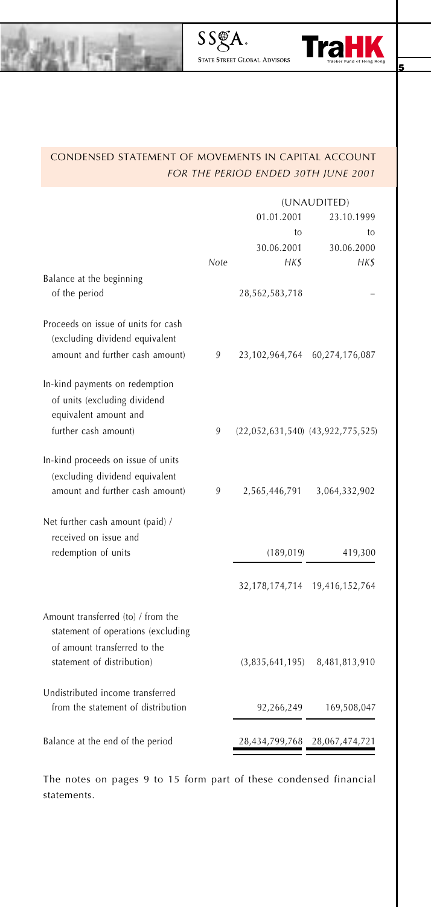## CONDENSED STATEMENT OF MOVEMENTS IN CAPITAL ACCOUNT

*FOR THE PERIOD ENDED 30TH JUNE 2001*

| | | (UNAUDITED) | |
|---|---|---|---|
| | | 01.01.2001 to 30.06.2001 | 23.10.1999 to 30.06.2000 |
| | *Note* | *HK$* | *HK$* |
| Balance at the beginning of the period | | 28,562,583,718 | – |
| Proceeds on issue of units for cash (excluding dividend equivalent amount and further cash amount) | 9 | 23,102,964,764 | 60,274,176,087 |
| In-kind payments on redemption of units (excluding dividend equivalent amount and further cash amount) | 9 | (22,052,631,540) | (43,922,775,525) |
| In-kind proceeds on issue of units (excluding dividend equivalent amount and further cash amount) | 9 | 2,565,446,791 | 3,064,332,902 |
| Net further cash amount (paid) / received on issue and redemption of units | | (189,019) | 419,300 |
| | | 32,178,174,714 | 19,416,152,764 |
| Amount transferred (to) / from the statement of operations (excluding of amount transferred to the statement of distribution) | | (3,835,641,195) | 8,481,813,910 |
| Undistributed income transferred from the statement of distribution | | 92,266,249 | 169,508,047 |
| Balance at the end of the period | | 28,434,799,768 | 28,067,474,721 |

The notes on pages 9 to 15 form part of these condensed financial statements.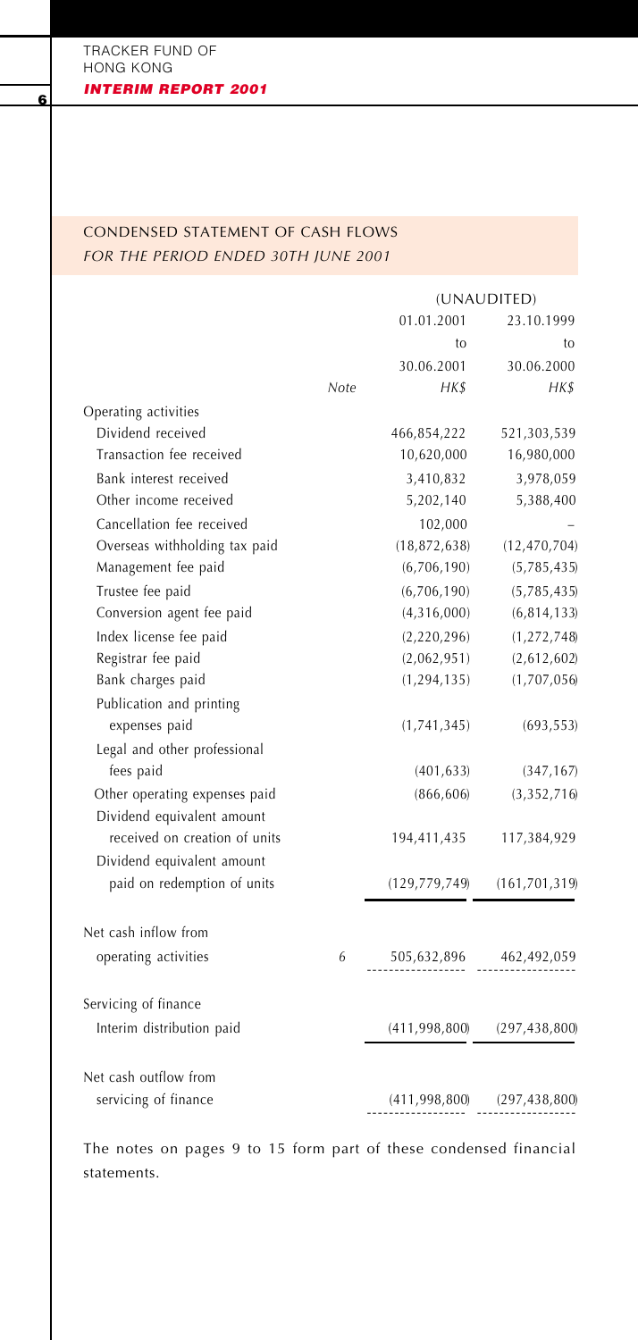## CONDENSED STATEMENT OF CASH FLOWS

*FOR THE PERIOD ENDED 30TH JUNE 2001*

| | Note | (UNAUDITED) 01.01.2001 to 30.06.2001 HK$ | 23.10.1999 to 30.06.2000 HK$ |
|---|---|---|---|
| Operating activities | | | |
| Dividend received | | 466,854,222 | 521,303,539 |
| Transaction fee received | | 10,620,000 | 16,980,000 |
| Bank interest received | | 3,410,832 | 3,978,059 |
| Other income received | | 5,202,140 | 5,388,400 |
| Cancellation fee received | | 102,000 | – |
| Overseas withholding tax paid | | (18,872,638) | (12,470,704) |
| Management fee paid | | (6,706,190) | (5,785,435) |
| Trustee fee paid | | (6,706,190) | (5,785,435) |
| Conversion agent fee paid | | (4,316,000) | (6,814,133) |
| Index license fee paid | | (2,220,296) | (1,272,748) |
| Registrar fee paid | | (2,062,951) | (2,612,602) |
| Bank charges paid | | (1,294,135) | (1,707,056) |
| Publication and printing expenses paid | | (1,741,345) | (693,553) |
| Legal and other professional fees paid | | (401,633) | (347,167) |
| Other operating expenses paid | | (866,606) | (3,352,716) |
| Dividend equivalent amount received on creation of units | | 194,411,435 | 117,384,929 |
| Dividend equivalent amount paid on redemption of units | | (129,779,749) | (161,701,319) |
| Net cash inflow from operating activities | 6 | 505,632,896 | 462,492,059 |
| Servicing of finance | | | |
| Interim distribution paid | | (411,998,800) | (297,438,800) |
| Net cash outflow from servicing of finance | | (411,998,800) | (297,438,800) |

The notes on pages 9 to 15 form part of these condensed financial statements.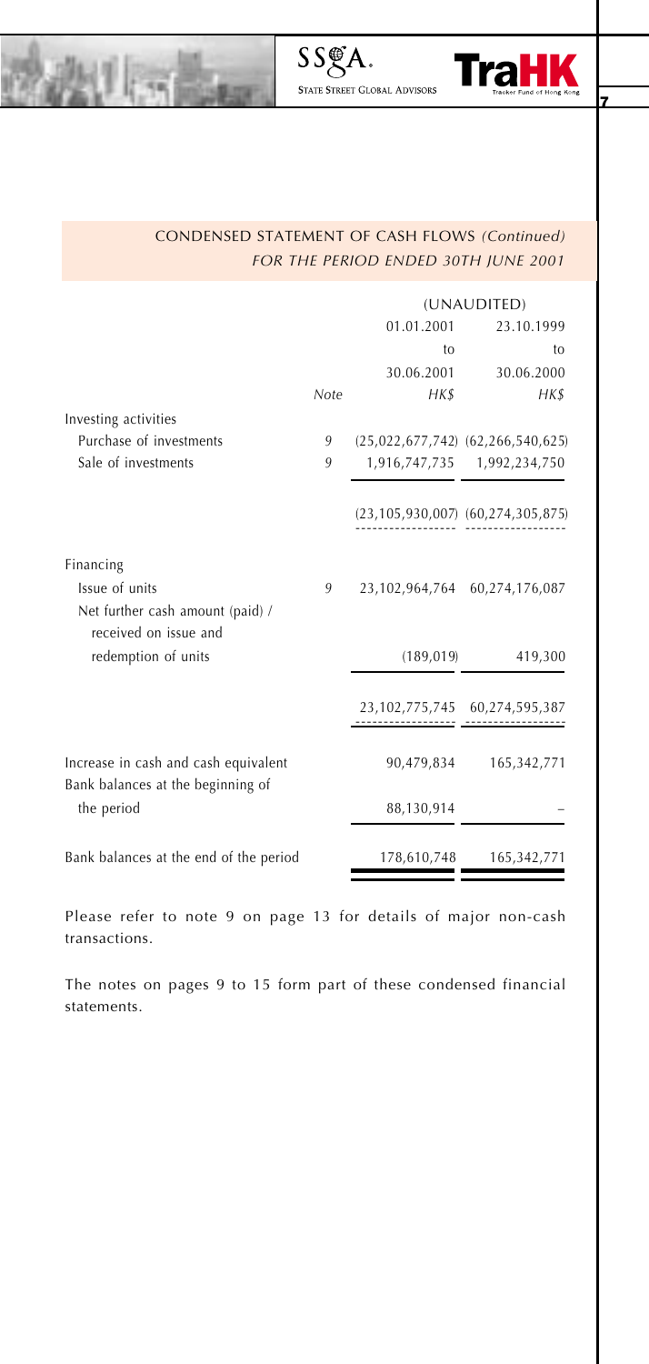## CONDENSED STATEMENT OF CASH FLOWS *(Continued)*

### *FOR THE PERIOD ENDED 30TH JUNE 2001*

| | | (UNAUDITED) | |
|---|---|---|---|
| | | 01.01.2001 to 30.06.2001 | 23.10.1999 to 30.06.2000 |
| | *Note* | *HK$* | *HK$* |
| Investing activities | | | |
| Purchase of investments | 9 | (25,022,677,742) | (62,266,540,625) |
| Sale of investments | 9 | 1,916,747,735 | 1,992,234,750 |
| | | (23,105,930,007) | (60,274,305,875) |
| Financing | | | |
| Issue of units | 9 | 23,102,964,764 | 60,274,176,087 |
| Net further cash amount (paid) / received on issue and redemption of units | | (189,019) | 419,300 |
| | | 23,102,775,745 | 60,274,595,387 |
| Increase in cash and cash equivalent | | 90,479,834 | 165,342,771 |
| Bank balances at the beginning of the period | | 88,130,914 | – |
| Bank balances at the end of the period | | 178,610,748 | 165,342,771 |

Please refer to note 9 on page 13 for details of major non-cash transactions.

The notes on pages 9 to 15 form part of these condensed financial statements.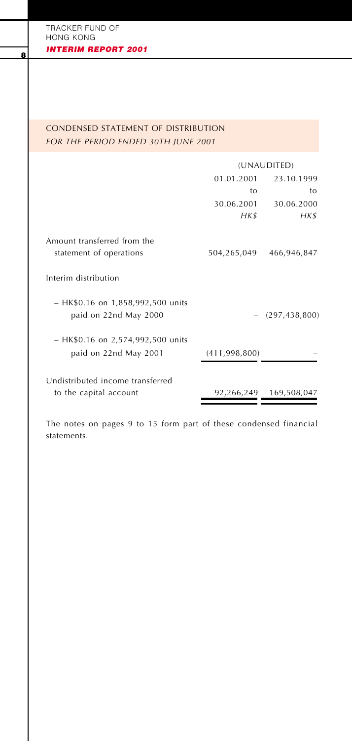## CONDENSED STATEMENT OF DISTRIBUTION

*FOR THE PERIOD ENDED 30TH JUNE 2001*

| | (UNAUDITED) | |
|---|---|---|
| | 01.01.2001 to 30.06.2001 | 23.10.1999 to 30.06.2000 |
| | *HK$* | *HK$* |
| Amount transferred from the statement of operations | 504,265,049 | 466,946,847 |
| Interim distribution | | |
| – HK$0.16 on 1,858,992,500 units paid on 22nd May 2000 | – | (297,438,800) |
| – HK$0.16 on 2,574,992,500 units paid on 22nd May 2001 | (411,998,800) | – |
| Undistributed income transferred to the capital account | 92,266,249 | 169,508,047 |

The notes on pages 9 to 15 form part of these condensed financial statements.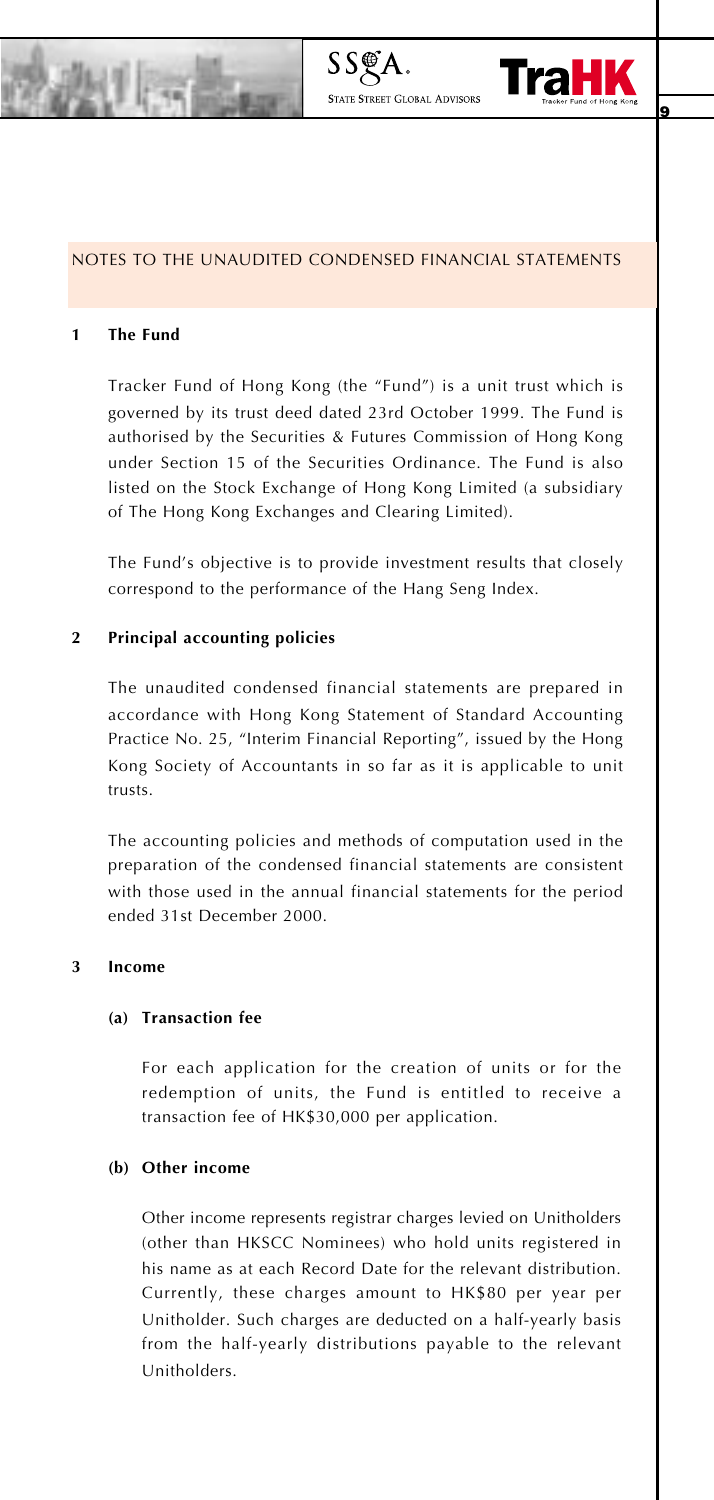## NOTES TO THE UNAUDITED CONDENSED FINANCIAL STATEMENTS

### 1 The Fund

Tracker Fund of Hong Kong (the "Fund") is a unit trust which is governed by its trust deed dated 23rd October 1999. The Fund is authorised by the Securities & Futures Commission of Hong Kong under Section 15 of the Securities Ordinance. The Fund is also listed on the Stock Exchange of Hong Kong Limited (a subsidiary of The Hong Kong Exchanges and Clearing Limited).

The Fund's objective is to provide investment results that closely correspond to the performance of the Hang Seng Index.

### 2 Principal accounting policies

The unaudited condensed financial statements are prepared in accordance with Hong Kong Statement of Standard Accounting Practice No. 25, "Interim Financial Reporting", issued by the Hong Kong Society of Accountants in so far as it is applicable to unit trusts.

The accounting policies and methods of computation used in the preparation of the condensed financial statements are consistent with those used in the annual financial statements for the period ended 31st December 2000.

### 3 Income

#### (a) Transaction fee

For each application for the creation of units or for the redemption of units, the Fund is entitled to receive a transaction fee of HK$30,000 per application.

#### (b) Other income

Other income represents registrar charges levied on Unitholders (other than HKSCC Nominees) who hold units registered in his name as at each Record Date for the relevant distribution. Currently, these charges amount to HK$80 per year per Unitholder. Such charges are deducted on a half-yearly basis from the half-yearly distributions payable to the relevant Unitholders.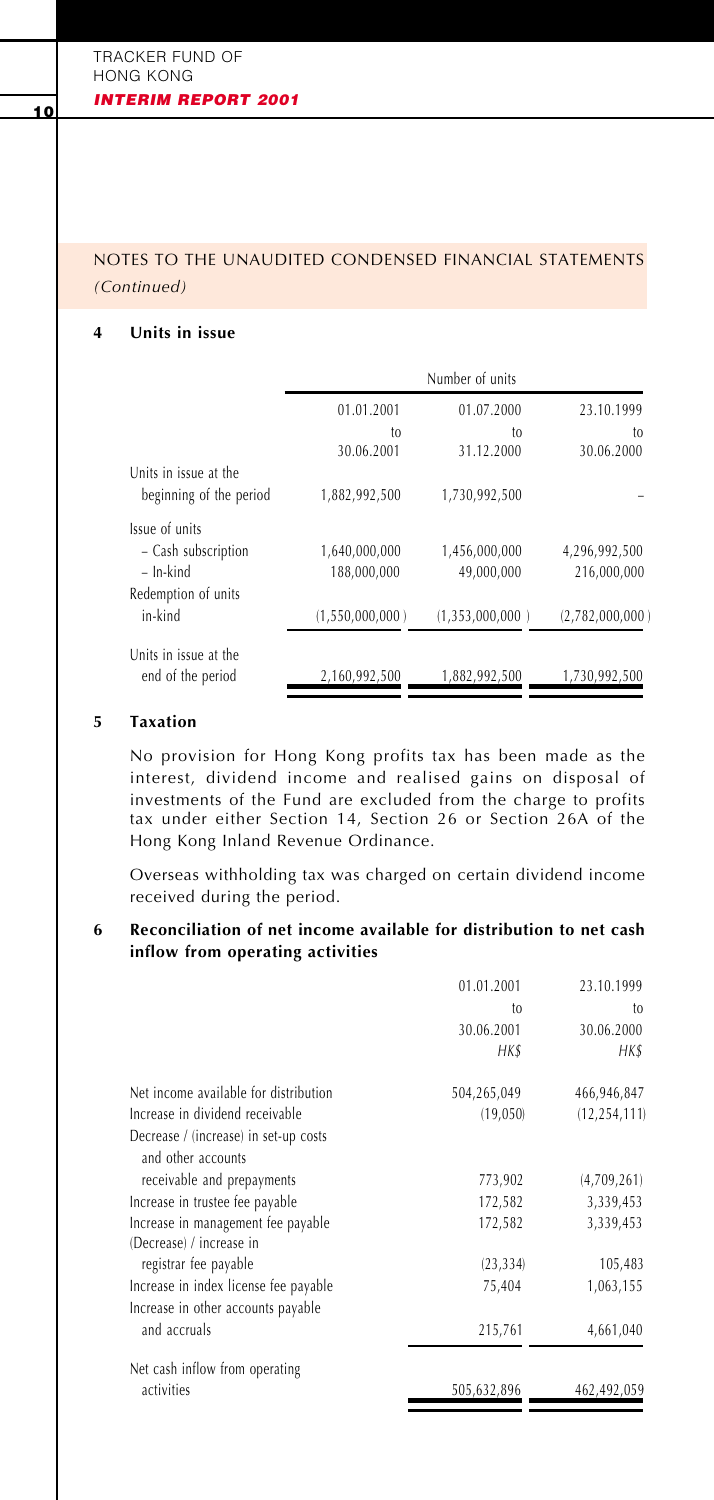## NOTES TO THE UNAUDITED CONDENSED FINANCIAL STATEMENTS

*(Continued)*

### 4 Units in issue

| | Number of units | | |
|---|---|---|---|
| | 01.01.2001 to 30.06.2001 | 01.07.2000 to 31.12.2000 | 23.10.1999 to 30.06.2000 |
| Units in issue at the beginning of the period | 1,882,992,500 | 1,730,992,500 | – |
| Issue of units | | | |
| – Cash subscription | 1,640,000,000 | 1,456,000,000 | 4,296,992,500 |
| – In-kind | 188,000,000 | 49,000,000 | 216,000,000 |
| Redemption of units in-kind | (1,550,000,000) | (1,353,000,000) | (2,782,000,000) |
| Units in issue at the end of the period | 2,160,992,500 | 1,882,992,500 | 1,730,992,500 |

### 5 Taxation

No provision for Hong Kong profits tax has been made as the interest, dividend income and realised gains on disposal of investments of the Fund are excluded from the charge to profits tax under either Section 14, Section 26 or Section 26A of the Hong Kong Inland Revenue Ordinance.

Overseas withholding tax was charged on certain dividend income received during the period.

### 6 Reconciliation of net income available for distribution to net cash inflow from operating activities

| | 01.01.2001 to 30.06.2001 HK$ | 23.10.1999 to 30.06.2000 HK$ |
|---|---|---|
| Net income available for distribution | 504,265,049 | 466,946,847 |
| Increase in dividend receivable | (19,050) | (12,254,111) |
| Decrease / (increase) in set-up costs and other accounts receivable and prepayments | 773,902 | (4,709,261) |
| Increase in trustee fee payable | 172,582 | 3,339,453 |
| Increase in management fee payable | 172,582 | 3,339,453 |
| (Decrease) / increase in registrar fee payable | (23,334) | 105,483 |
| Increase in index license fee payable | 75,404 | 1,063,155 |
| Increase in other accounts payable and accruals | 215,761 | 4,661,040 |
| Net cash inflow from operating activities | 505,632,896 | 462,492,059 |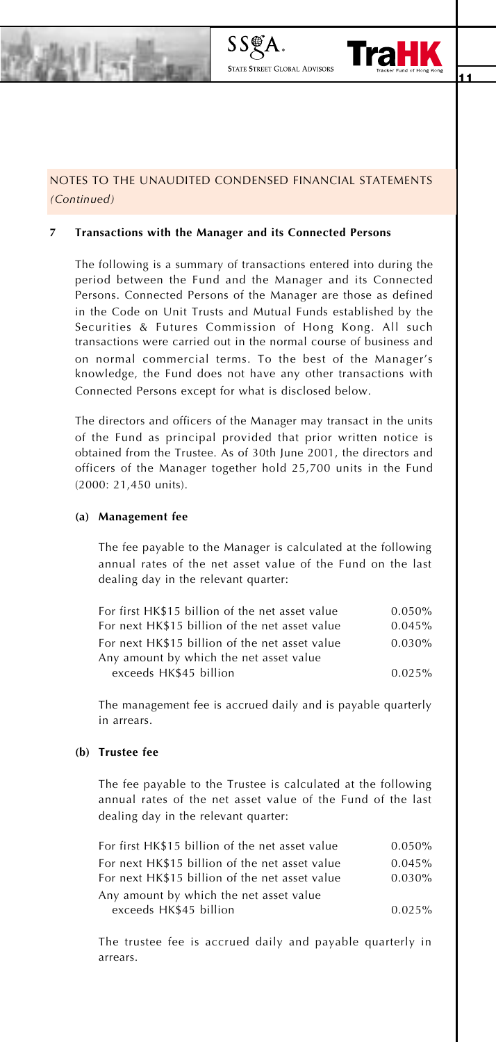## NOTES TO THE UNAUDITED CONDENSED FINANCIAL STATEMENTS

*(Continued)*

### 7 Transactions with the Manager and its Connected Persons

The following is a summary of transactions entered into during the period between the Fund and the Manager and its Connected Persons. Connected Persons of the Manager are those as defined in the Code on Unit Trusts and Mutual Funds established by the Securities & Futures Commission of Hong Kong. All such transactions were carried out in the normal course of business and on normal commercial terms. To the best of the Manager's knowledge, the Fund does not have any other transactions with Connected Persons except for what is disclosed below.

The directors and officers of the Manager may transact in the units of the Fund as principal provided that prior written notice is obtained from the Trustee. As of 30th June 2001, the directors and officers of the Manager together hold 25,700 units in the Fund (2000: 21,450 units).

#### (a) Management fee

The fee payable to the Manager is calculated at the following annual rates of the net asset value of the Fund on the last dealing day in the relevant quarter:

| | |
|---|---|
| For first HK$15 billion of the net asset value | 0.050% |
| For next HK$15 billion of the net asset value | 0.045% |
| For next HK$15 billion of the net asset value | 0.030% |
| Any amount by which the net asset value exceeds HK$45 billion | 0.025% |

The management fee is accrued daily and is payable quarterly in arrears.

#### (b) Trustee fee

The fee payable to the Trustee is calculated at the following annual rates of the net asset value of the Fund of the last dealing day in the relevant quarter:

| | |
|---|---|
| For first HK$15 billion of the net asset value | 0.050% |
| For next HK$15 billion of the net asset value | 0.045% |
| For next HK$15 billion of the net asset value | 0.030% |
| Any amount by which the net asset value exceeds HK$45 billion | 0.025% |

The trustee fee is accrued daily and payable quarterly in arrears.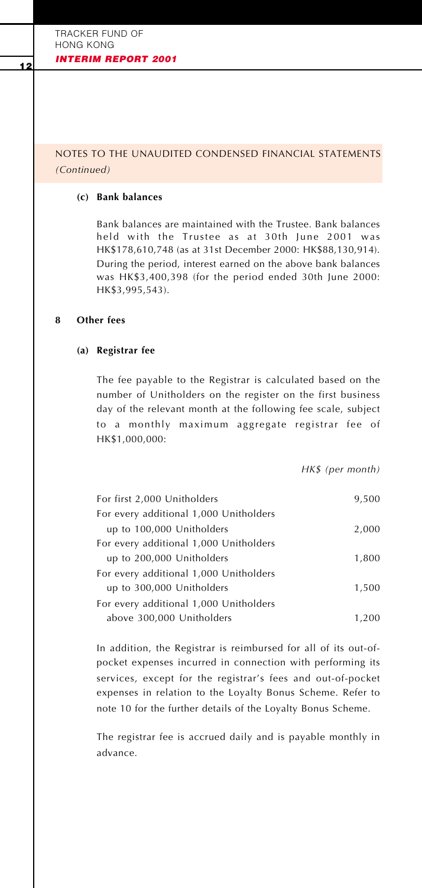## NOTES TO THE UNAUDITED CONDENSED FINANCIAL STATEMENTS *(Continued)*

**(c) Bank balances**

Bank balances are maintained with the Trustee. Bank balances held with the Trustee as at 30th June 2001 was HK$178,610,748 (as at 31st December 2000: HK$88,130,914). During the period, interest earned on the above bank balances was HK$3,400,398 (for the period ended 30th June 2000: HK$3,995,543).

**8 Other fees**

**(a) Registrar fee**

The fee payable to the Registrar is calculated based on the number of Unitholders on the register on the first business day of the relevant month at the following fee scale, subject to a monthly maximum aggregate registrar fee of HK$1,000,000:

| | *HK$ (per month)* |
|---|---|
| For first 2,000 Unitholders | 9,500 |
| For every additional 1,000 Unitholders up to 100,000 Unitholders | 2,000 |
| For every additional 1,000 Unitholders up to 200,000 Unitholders | 1,800 |
| For every additional 1,000 Unitholders up to 300,000 Unitholders | 1,500 |
| For every additional 1,000 Unitholders above 300,000 Unitholders | 1,200 |

In addition, the Registrar is reimbursed for all of its out-of-pocket expenses incurred in connection with performing its services, except for the registrar's fees and out-of-pocket expenses in relation to the Loyalty Bonus Scheme. Refer to note 10 for the further details of the Loyalty Bonus Scheme.

The registrar fee is accrued daily and is payable monthly in advance.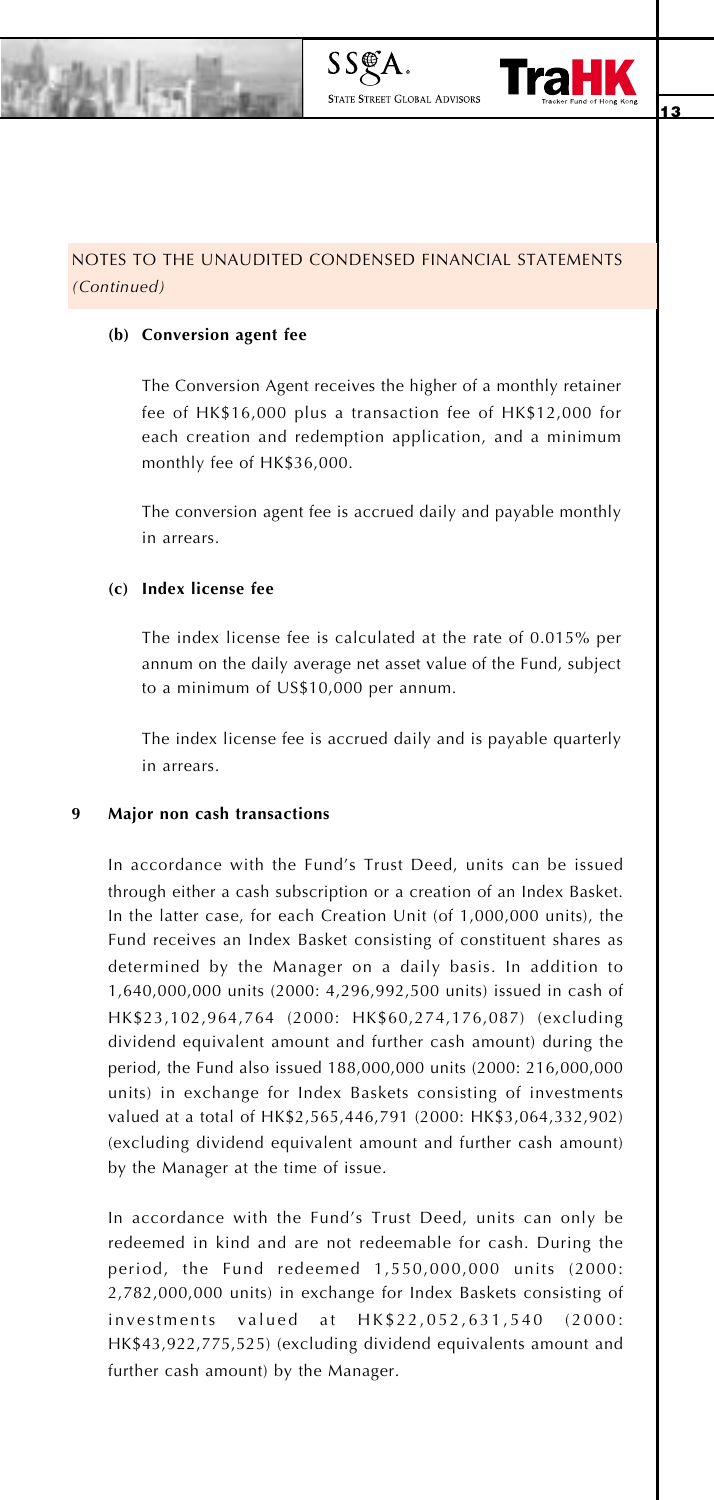## NOTES TO THE UNAUDITED CONDENSED FINANCIAL STATEMENTS *(Continued)*

**(b) Conversion agent fee**

The Conversion Agent receives the higher of a monthly retainer fee of HK$16,000 plus a transaction fee of HK$12,000 for each creation and redemption application, and a minimum monthly fee of HK$36,000.

The conversion agent fee is accrued daily and payable monthly in arrears.

**(c) Index license fee**

The index license fee is calculated at the rate of 0.015% per annum on the daily average net asset value of the Fund, subject to a minimum of US$10,000 per annum.

The index license fee is accrued daily and is payable quarterly in arrears.

### 9 Major non cash transactions

In accordance with the Fund's Trust Deed, units can be issued through either a cash subscription or a creation of an Index Basket. In the latter case, for each Creation Unit (of 1,000,000 units), the Fund receives an Index Basket consisting of constituent shares as determined by the Manager on a daily basis. In addition to 1,640,000,000 units (2000: 4,296,992,500 units) issued in cash of HK$23,102,964,764 (2000: HK$60,274,176,087) (excluding dividend equivalent amount and further cash amount) during the period, the Fund also issued 188,000,000 units (2000: 216,000,000 units) in exchange for Index Baskets consisting of investments valued at a total of HK$2,565,446,791 (2000: HK$3,064,332,902) (excluding dividend equivalent amount and further cash amount) by the Manager at the time of issue.

In accordance with the Fund's Trust Deed, units can only be redeemed in kind and are not redeemable for cash. During the period, the Fund redeemed 1,550,000,000 units (2000: 2,782,000,000 units) in exchange for Index Baskets consisting of investments valued at HK$22,052,631,540 (2000: HK$43,922,775,525) (excluding dividend equivalents amount and further cash amount) by the Manager.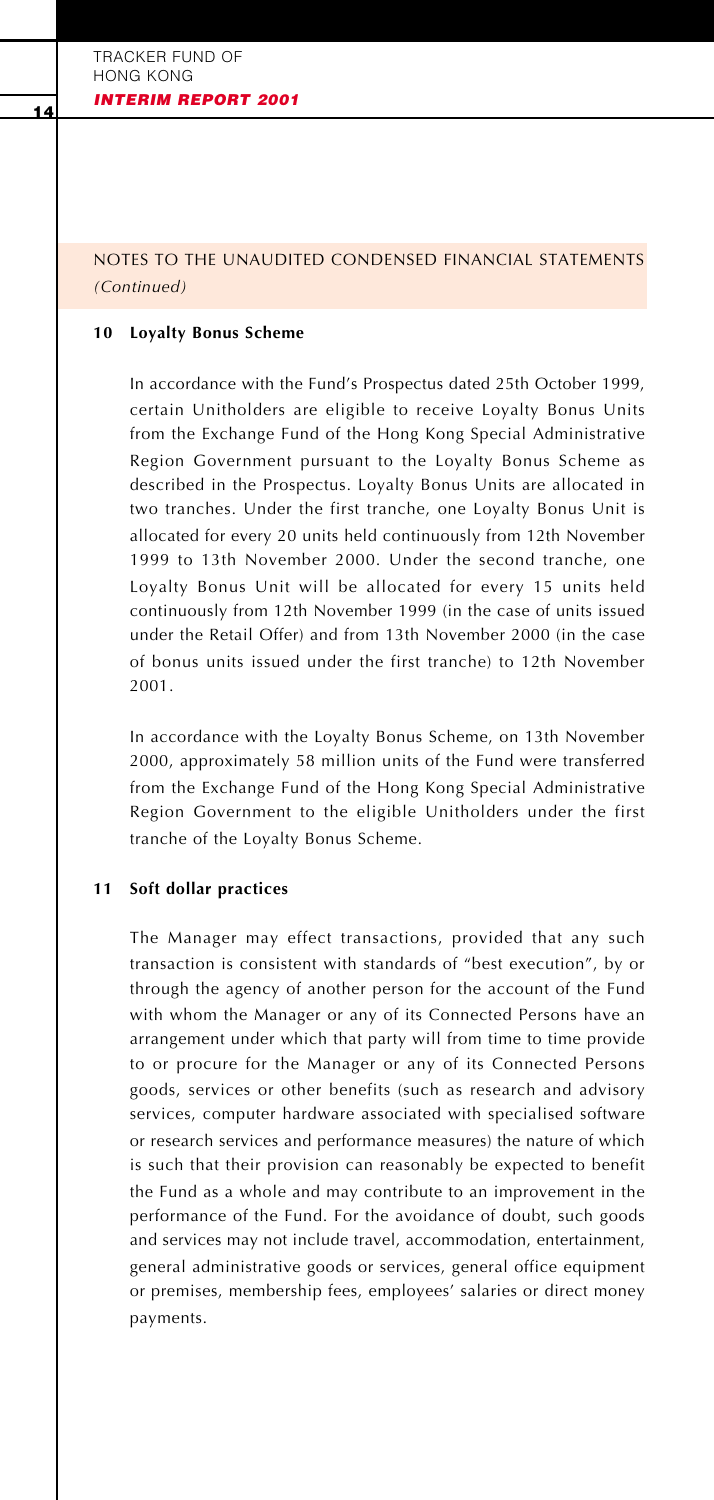## NOTES TO THE UNAUDITED CONDENSED FINANCIAL STATEMENTS *(Continued)*

### 10 Loyalty Bonus Scheme

In accordance with the Fund's Prospectus dated 25th October 1999, certain Unitholders are eligible to receive Loyalty Bonus Units from the Exchange Fund of the Hong Kong Special Administrative Region Government pursuant to the Loyalty Bonus Scheme as described in the Prospectus. Loyalty Bonus Units are allocated in two tranches. Under the first tranche, one Loyalty Bonus Unit is allocated for every 20 units held continuously from 12th November 1999 to 13th November 2000. Under the second tranche, one Loyalty Bonus Unit will be allocated for every 15 units held continuously from 12th November 1999 (in the case of units issued under the Retail Offer) and from 13th November 2000 (in the case of bonus units issued under the first tranche) to 12th November 2001.

In accordance with the Loyalty Bonus Scheme, on 13th November 2000, approximately 58 million units of the Fund were transferred from the Exchange Fund of the Hong Kong Special Administrative Region Government to the eligible Unitholders under the first tranche of the Loyalty Bonus Scheme.

### 11 Soft dollar practices

The Manager may effect transactions, provided that any such transaction is consistent with standards of "best execution", by or through the agency of another person for the account of the Fund with whom the Manager or any of its Connected Persons have an arrangement under which that party will from time to time provide to or procure for the Manager or any of its Connected Persons goods, services or other benefits (such as research and advisory services, computer hardware associated with specialised software or research services and performance measures) the nature of which is such that their provision can reasonably be expected to benefit the Fund as a whole and may contribute to an improvement in the performance of the Fund. For the avoidance of doubt, such goods and services may not include travel, accommodation, entertainment, general administrative goods or services, general office equipment or premises, membership fees, employees' salaries or direct money payments.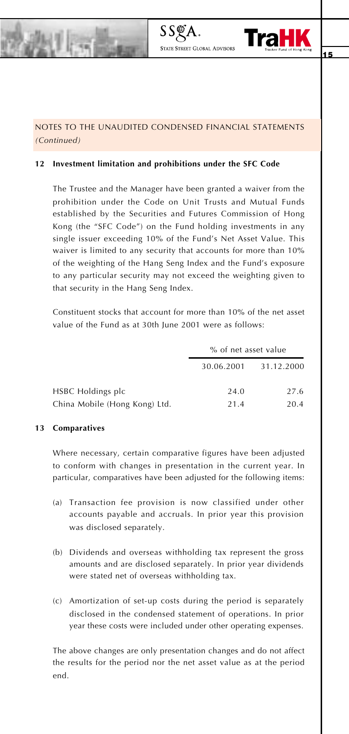## NOTES TO THE UNAUDITED CONDENSED FINANCIAL STATEMENTS *(Continued)*

### 12 Investment limitation and prohibitions under the SFC Code

The Trustee and the Manager have been granted a waiver from the prohibition under the Code on Unit Trusts and Mutual Funds established by the Securities and Futures Commission of Hong Kong (the "SFC Code") on the Fund holding investments in any single issuer exceeding 10% of the Fund's Net Asset Value. This waiver is limited to any security that accounts for more than 10% of the weighting of the Hang Seng Index and the Fund's exposure to any particular security may not exceed the weighting given to that security in the Hang Seng Index.

Constituent stocks that account for more than 10% of the net asset value of the Fund as at 30th June 2001 were as follows:

| | % of net asset value | |
|---|---|---|
| | 30.06.2001 | 31.12.2000 |
| HSBC Holdings plc | 24.0 | 27.6 |
| China Mobile (Hong Kong) Ltd. | 21.4 | 20.4 |

### 13 Comparatives

Where necessary, certain comparative figures have been adjusted to conform with changes in presentation in the current year. In particular, comparatives have been adjusted for the following items:

(a) Transaction fee provision is now classified under other accounts payable and accruals. In prior year this provision was disclosed separately.

(b) Dividends and overseas withholding tax represent the gross amounts and are disclosed separately. In prior year dividends were stated net of overseas withholding tax.

(c) Amortization of set-up costs during the period is separately disclosed in the condensed statement of operations. In prior year these costs were included under other operating expenses.

The above changes are only presentation changes and do not affect the results for the period nor the net asset value as at the period end.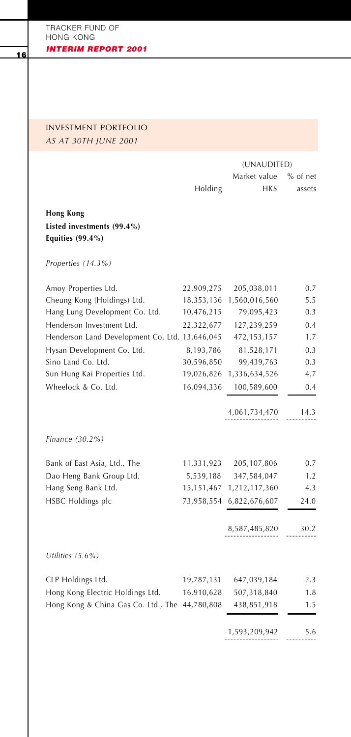## INVESTMENT PORTFOLIO

*AS AT 30TH JUNE 2001*

| | Holding | (UNAUDITED) Market value HK$ | % of net assets |
|---|---|---|---|
| **Hong Kong** | | | |
| **Listed investments (99.4%)** | | | |
| **Equities (99.4%)** | | | |
| *Properties (14.3%)* | | | |
| Amoy Properties Ltd. | 22,909,275 | 205,038,011 | 0.7 |
| Cheung Kong (Holdings) Ltd. | 18,353,136 | 1,560,016,560 | 5.5 |
| Hang Lung Development Co. Ltd. | 10,476,215 | 79,095,423 | 0.3 |
| Henderson Investment Ltd. | 22,322,677 | 127,239,259 | 0.4 |
| Henderson Land Development Co. Ltd. | 13,646,045 | 472,153,157 | 1.7 |
| Hysan Development Co. Ltd. | 8,193,786 | 81,528,171 | 0.3 |
| Sino Land Co. Ltd. | 30,596,850 | 99,439,763 | 0.3 |
| Sun Hung Kai Properties Ltd. | 19,026,826 | 1,336,634,526 | 4.7 |
| Wheelock & Co. Ltd. | 16,094,336 | 100,589,600 | 0.4 |
| | | 4,061,734,470 | 14.3 |
| *Finance (30.2%)* | | | |
| Bank of East Asia, Ltd., The | 11,331,923 | 205,107,806 | 0.7 |
| Dao Heng Bank Group Ltd. | 5,539,188 | 347,584,047 | 1.2 |
| Hang Seng Bank Ltd. | 15,151,467 | 1,212,117,360 | 4.3 |
| HSBC Holdings plc | 73,958,554 | 6,822,676,607 | 24.0 |
| | | 8,587,485,820 | 30.2 |
| *Utilities (5.6%)* | | | |
| CLP Holdings Ltd. | 19,787,131 | 647,039,184 | 2.3 |
| Hong Kong Electric Holdings Ltd. | 16,910,628 | 507,318,840 | 1.8 |
| Hong Kong & China Gas Co. Ltd., The | 44,780,808 | 438,851,918 | 1.5 |
| | | 1,593,209,942 | 5.6 |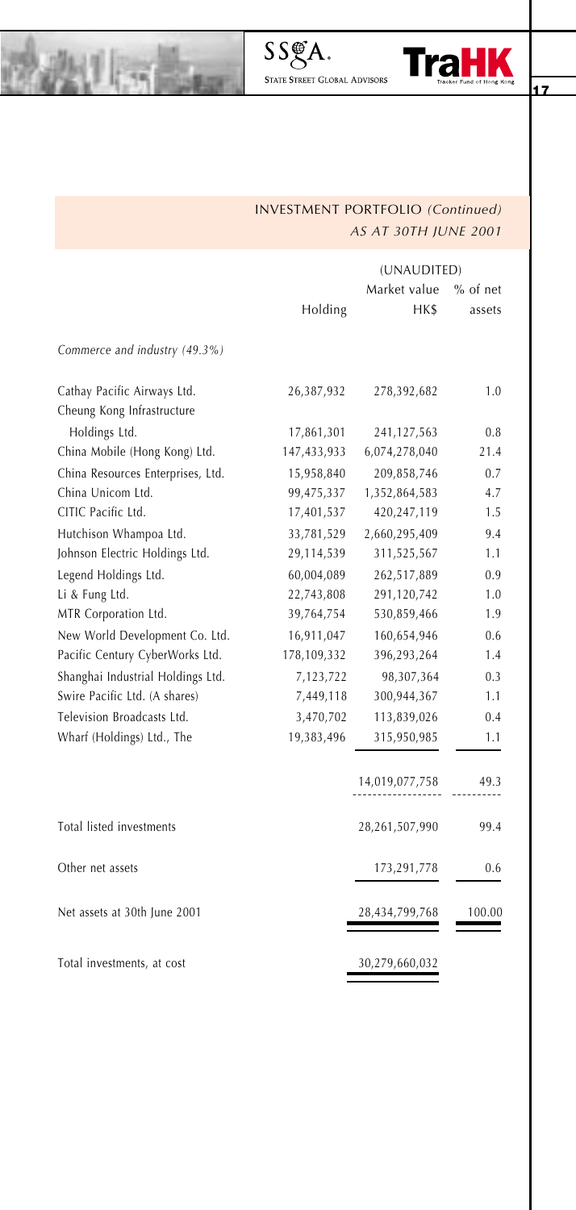## INVESTMENT PORTFOLIO *(Continued)*
### *AS AT 30TH JUNE 2001*

| | Holding | (UNAUDITED) Market value HK$ | % of net assets |
|---|---|---|---|
| *Commerce and industry (49.3%)* | | | |
| Cathay Pacific Airways Ltd. | 26,387,932 | 278,392,682 | 1.0 |
| Cheung Kong Infrastructure Holdings Ltd. | 17,861,301 | 241,127,563 | 0.8 |
| China Mobile (Hong Kong) Ltd. | 147,433,933 | 6,074,278,040 | 21.4 |
| China Resources Enterprises, Ltd. | 15,958,840 | 209,858,746 | 0.7 |
| China Unicom Ltd. | 99,475,337 | 1,352,864,583 | 4.7 |
| CITIC Pacific Ltd. | 17,401,537 | 420,247,119 | 1.5 |
| Hutchison Whampoa Ltd. | 33,781,529 | 2,660,295,409 | 9.4 |
| Johnson Electric Holdings Ltd. | 29,114,539 | 311,525,567 | 1.1 |
| Legend Holdings Ltd. | 60,004,089 | 262,517,889 | 0.9 |
| Li & Fung Ltd. | 22,743,808 | 291,120,742 | 1.0 |
| MTR Corporation Ltd. | 39,764,754 | 530,859,466 | 1.9 |
| New World Development Co. Ltd. | 16,911,047 | 160,654,946 | 0.6 |
| Pacific Century CyberWorks Ltd. | 178,109,332 | 396,293,264 | 1.4 |
| Shanghai Industrial Holdings Ltd. | 7,123,722 | 98,307,364 | 0.3 |
| Swire Pacific Ltd. (A shares) | 7,449,118 | 300,944,367 | 1.1 |
| Television Broadcasts Ltd. | 3,470,702 | 113,839,026 | 0.4 |
| Wharf (Holdings) Ltd., The | 19,383,496 | 315,950,985 | 1.1 |
| | | 14,019,077,758 | 49.3 |
| Total listed investments | | 28,261,507,990 | 99.4 |
| Other net assets | | 173,291,778 | 0.6 |
| Net assets at 30th June 2001 | | 28,434,799,768 | 100.00 |
| Total investments, at cost | | 30,279,660,032 | |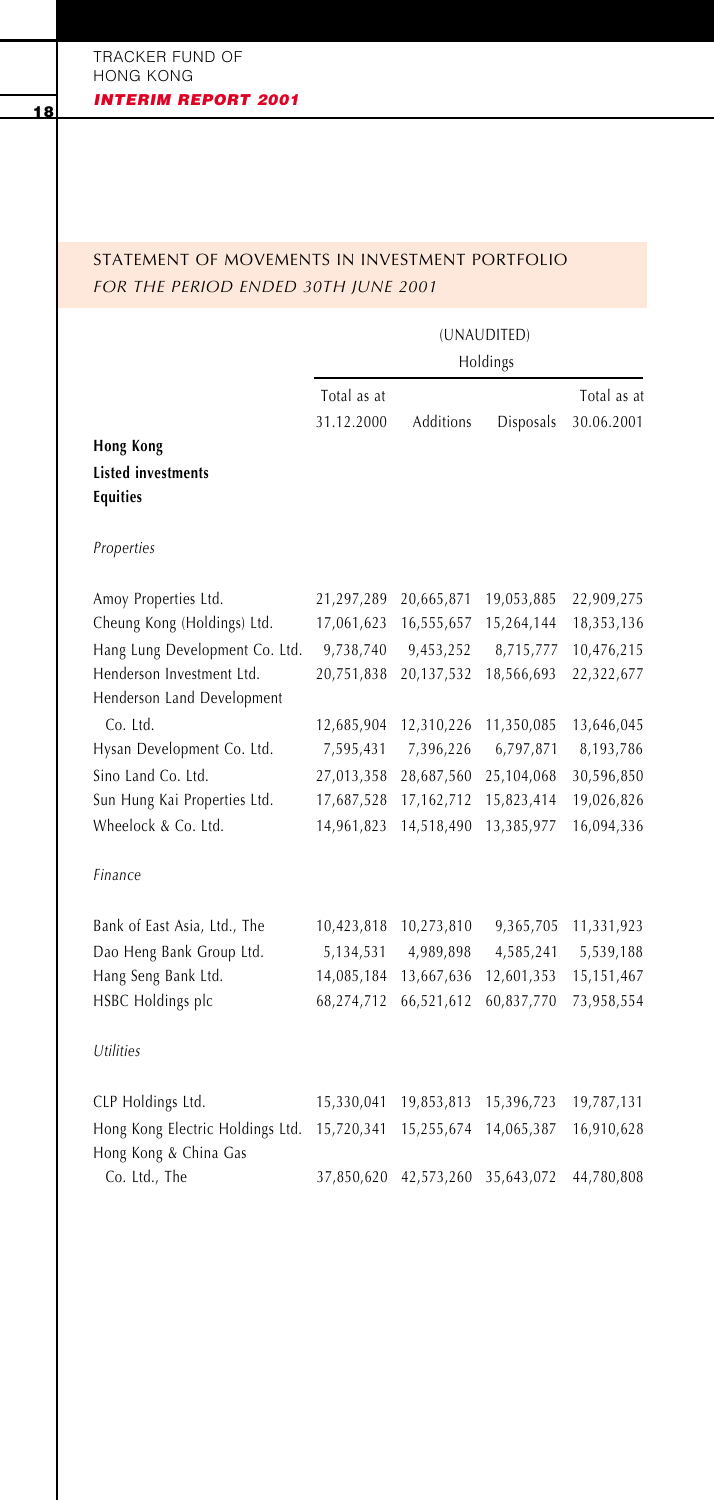## STATEMENT OF MOVEMENTS IN INVESTMENT PORTFOLIO

*FOR THE PERIOD ENDED 30TH JUNE 2001*

| | (UNAUDITED) | | | |
|---|---|---|---|---|
| | Holdings | | | |
| | Total as at 31.12.2000 | Additions | Disposals | Total as at 30.06.2001 |
| **Hong Kong** | | | | |
| **Listed investments** | | | | |
| **Equities** | | | | |
| *Properties* | | | | |
| Amoy Properties Ltd. | 21,297,289 | 20,665,871 | 19,053,885 | 22,909,275 |
| Cheung Kong (Holdings) Ltd. | 17,061,623 | 16,555,657 | 15,264,144 | 18,353,136 |
| Hang Lung Development Co. Ltd. | 9,738,740 | 9,453,252 | 8,715,777 | 10,476,215 |
| Henderson Investment Ltd. | 20,751,838 | 20,137,532 | 18,566,693 | 22,322,677 |
| Henderson Land Development Co. Ltd. | 12,685,904 | 12,310,226 | 11,350,085 | 13,646,045 |
| Hysan Development Co. Ltd. | 7,595,431 | 7,396,226 | 6,797,871 | 8,193,786 |
| Sino Land Co. Ltd. | 27,013,358 | 28,687,560 | 25,104,068 | 30,596,850 |
| Sun Hung Kai Properties Ltd. | 17,687,528 | 17,162,712 | 15,823,414 | 19,026,826 |
| Wheelock & Co. Ltd. | 14,961,823 | 14,518,490 | 13,385,977 | 16,094,336 |
| *Finance* | | | | |
| Bank of East Asia, Ltd., The | 10,423,818 | 10,273,810 | 9,365,705 | 11,331,923 |
| Dao Heng Bank Group Ltd. | 5,134,531 | 4,989,898 | 4,585,241 | 5,539,188 |
| Hang Seng Bank Ltd. | 14,085,184 | 13,667,636 | 12,601,353 | 15,151,467 |
| HSBC Holdings plc | 68,274,712 | 66,521,612 | 60,837,770 | 73,958,554 |
| *Utilities* | | | | |
| CLP Holdings Ltd. | 15,330,041 | 19,853,813 | 15,396,723 | 19,787,131 |
| Hong Kong Electric Holdings Ltd. | 15,720,341 | 15,255,674 | 14,065,387 | 16,910,628 |
| Hong Kong & China Gas Co. Ltd., The | 37,850,620 | 42,573,260 | 35,643,072 | 44,780,808 |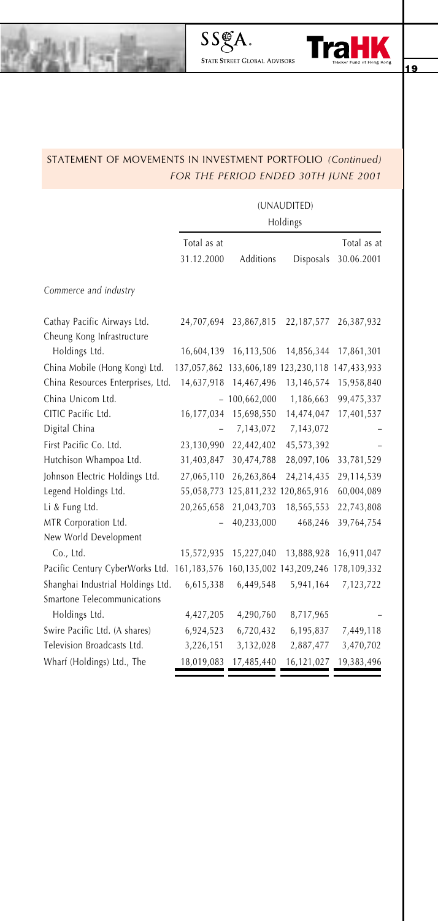## STATEMENT OF MOVEMENTS IN INVESTMENT PORTFOLIO *(Continued)*

*FOR THE PERIOD ENDED 30TH JUNE 2001*

| | (UNAUDITED) | | | |
|---|---|---|---|---|
| | Holdings | | | |
| | Total as at 31.12.2000 | Additions | Disposals | Total as at 30.06.2001 |
| *Commerce and industry* | | | | |
| Cathay Pacific Airways Ltd. | 24,707,694 | 23,867,815 | 22,187,577 | 26,387,932 |
| Cheung Kong Infrastructure Holdings Ltd. | 16,604,139 | 16,113,506 | 14,856,344 | 17,861,301 |
| China Mobile (Hong Kong) Ltd. | 137,057,862 | 133,606,189 | 123,230,118 | 147,433,933 |
| China Resources Enterprises, Ltd. | 14,637,918 | 14,467,496 | 13,146,574 | 15,958,840 |
| China Unicom Ltd. | – | 100,662,000 | 1,186,663 | 99,475,337 |
| CITIC Pacific Ltd. | 16,177,034 | 15,698,550 | 14,474,047 | 17,401,537 |
| Digital China | – | 7,143,072 | 7,143,072 | – |
| First Pacific Co. Ltd. | 23,130,990 | 22,442,402 | 45,573,392 | – |
| Hutchison Whampoa Ltd. | 31,403,847 | 30,474,788 | 28,097,106 | 33,781,529 |
| Johnson Electric Holdings Ltd. | 27,065,110 | 26,263,864 | 24,214,435 | 29,114,539 |
| Legend Holdings Ltd. | 55,058,773 | 125,811,232 | 120,865,916 | 60,004,089 |
| Li & Fung Ltd. | 20,265,658 | 21,043,703 | 18,565,553 | 22,743,808 |
| MTR Corporation Ltd. | – | 40,233,000 | 468,246 | 39,764,754 |
| New World Development Co., Ltd. | 15,572,935 | 15,227,040 | 13,888,928 | 16,911,047 |
| Pacific Century CyberWorks Ltd. | 161,183,576 | 160,135,002 | 143,209,246 | 178,109,332 |
| Shanghai Industrial Holdings Ltd. | 6,615,338 | 6,449,548 | 5,941,164 | 7,123,722 |
| Smartone Telecommunications Holdings Ltd. | 4,427,205 | 4,290,760 | 8,717,965 | – |
| Swire Pacific Ltd. (A shares) | 6,924,523 | 6,720,432 | 6,195,837 | 7,449,118 |
| Television Broadcasts Ltd. | 3,226,151 | 3,132,028 | 2,887,477 | 3,470,702 |
| Wharf (Holdings) Ltd., The | 18,019,083 | 17,485,440 | 16,121,027 | 19,383,496 |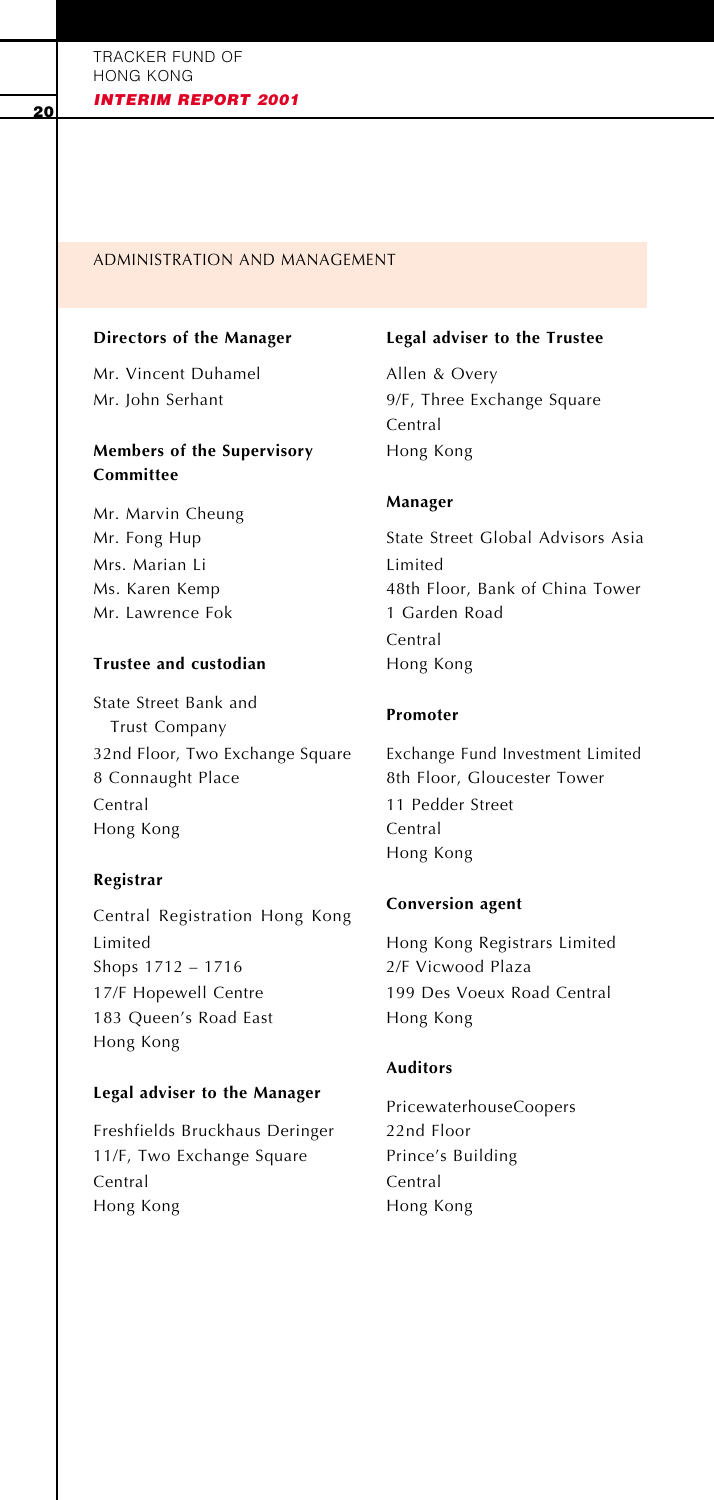## ADMINISTRATION AND MANAGEMENT

**Directors of the Manager**

Mr. Vincent Duhamel
Mr. John Serhant

**Members of the Supervisory Committee**

Mr. Marvin Cheung
Mr. Fong Hup
Mrs. Marian Li
Ms. Karen Kemp
Mr. Lawrence Fok

**Trustee and custodian**

State Street Bank and Trust Company
32nd Floor, Two Exchange Square
8 Connaught Place
Central
Hong Kong

**Registrar**

Central Registration Hong Kong Limited
Shops 1712 – 1716
17/F Hopewell Centre
183 Queen's Road East
Hong Kong

**Legal adviser to the Manager**

Freshfields Bruckhaus Deringer
11/F, Two Exchange Square
Central
Hong Kong

**Legal adviser to the Trustee**

Allen & Overy
9/F, Three Exchange Square
Central
Hong Kong

**Manager**

State Street Global Advisors Asia Limited
48th Floor, Bank of China Tower
1 Garden Road
Central
Hong Kong

**Promoter**

Exchange Fund Investment Limited
8th Floor, Gloucester Tower
11 Pedder Street
Central
Hong Kong

**Conversion agent**

Hong Kong Registrars Limited
2/F Vicwood Plaza
199 Des Voeux Road Central
Hong Kong

**Auditors**

PricewaterhouseCoopers
22nd Floor
Prince's Building
Central
Hong Kong